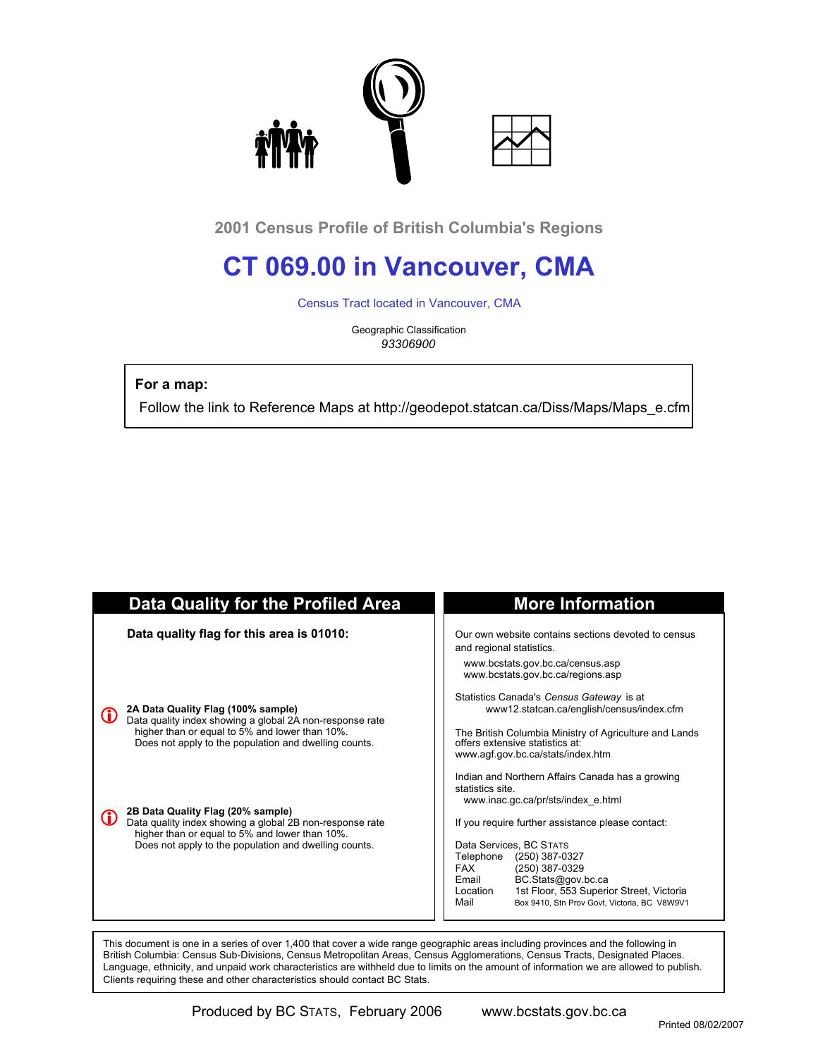### 2001 Census Profile of British Columbia's Regions

# CT 069.00 in Vancouver, CMA

Census Tract located in Vancouver, CMA

Geographic Classification
*93306900*

**For a map:**

Follow the link to Reference Maps at http://geodepot.statcan.ca/Diss/Maps/Maps_e.cfm

## Data Quality for the Profiled Area

**Data quality flag for this area is 01010:**

**2A Data Quality Flag (100% sample)**
Data quality index showing a global 2A non-response rate higher than or equal to 5% and lower than 10%.
Does not apply to the population and dwelling counts.

**2B Data Quality Flag (20% sample)**
Data quality index showing a global 2B non-response rate higher than or equal to 5% and lower than 10%.
Does not apply to the population and dwelling counts.

## More Information

Our own website contains sections devoted to census and regional statistics.

www.bcstats.gov.bc.ca/census.asp
www.bcstats.gov.bc.ca/regions.asp

Statistics Canada's *Census Gateway* is at
www12.statcan.ca/english/census/index.cfm

The British Columbia Ministry of Agriculture and Lands offers extensive statistics at:
www.agf.gov.bc.ca/stats/index.htm

Indian and Northern Affairs Canada has a growing statistics site.
www.inac.gc.ca/pr/sts/index_e.html

If you require further assistance please contact:

Data Services, BC STATS
Telephone (250) 387-0327
FAX (250) 387-0329
Email BC.Stats@gov.bc.ca
Location 1st Floor, 553 Superior Street, Victoria
Mail Box 9410, Stn Prov Govt, Victoria, BC V8W9V1

This document is one in a series of over 1,400 that cover a wide range geographic areas including provinces and the following in British Columbia: Census Sub-Divisions, Census Metropolitan Areas, Census Agglomerations, Census Tracts, Designated Places. Language, ethnicity, and unpaid work characteristics are withheld due to limits on the amount of information we are allowed to publish. Clients requiring these and other characteristics should contact BC Stats.

Produced by BC STATS, February 2006 www.bcstats.gov.bc.ca

Printed 08/02/2007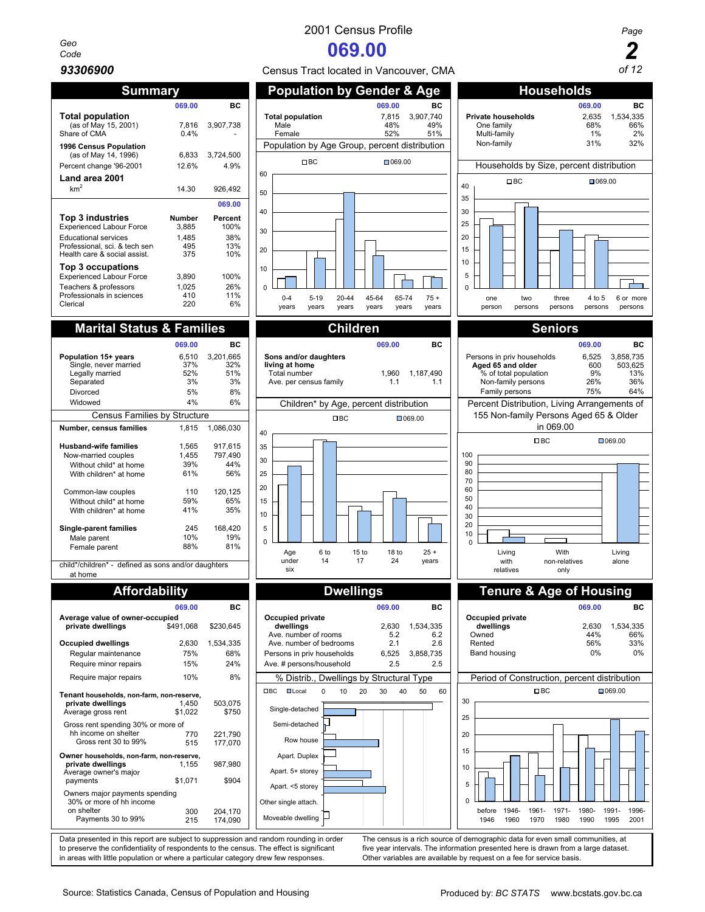# 2001 Census Profile

# 069.00

Geo Code **93306900**

Census Tract located in Vancouver, CMA

## Summary

| | 069.00 | BC |
|---|---|---|
| **Total population** | | |
| (as of May 15, 2001) | 7,816 | 3,907,738 |
| Share of CMA | 0.4% | - |
| **1996 Census Population** | | |
| (as of May 14, 1996) | 6,833 | 3,724,500 |
| Percent change '96-2001 | 12.6% | 4.9% |
| **Land area 2001** | | |
| km² | 14.30 | 926,492 |

| 069.00 | Number | Percent |
|---|---|---|
| **Top 3 industries** | | |
| Experienced Labour Force | 3,885 | 100% |
| Educational services | 1,485 | 38% |
| Professional, sci. & tech sen | 495 | 13% |
| Health care & social assist. | 375 | 10% |
| **Top 3 occupations** | | |
| Experienced Labour Force | 3,890 | 100% |
| Teachers & professors | 1,025 | 26% |
| Professionals in sciences | 410 | 11% |
| Clerical | 220 | 6% |

## Population by Gender & Age

| | 069.00 | BC |
|---|---|---|
| **Total population** | 7,815 | 3,907,740 |
| Male | 48% | 49% |
| Female | 52% | 51% |

Population by Age Group, percent distribution

## Households

| | 069.00 | BC |
|---|---|---|
| **Private households** | 2,635 | 1,534,335 |
| One family | 68% | 66% |
| Multi-family | 1% | 2% |
| Non-family | 31% | 32% |

Households by Size, percent distribution

## Marital Status & Families

| | 069.00 | BC |
|---|---|---|
| **Population 15+ years** | 6,510 | 3,201,665 |
| Single, never married | 37% | 32% |
| Legally married | 52% | 51% |
| Separated | 3% | 3% |
| Divorced | 5% | 8% |
| Widowed | 4% | 6% |

Census Families by Structure

| | 069.00 | BC |
|---|---|---|
| **Number, census families** | 1,815 | 1,086,030 |
| **Husband-wife families** | 1,565 | 917,615 |
| Now-married couples | 1,455 | 797,490 |
| Without child* at home | 39% | 44% |
| With children* at home | 61% | 56% |
| Common-law couples | 110 | 120,125 |
| Without child* at home | 59% | 65% |
| With children* at home | 41% | 35% |
| **Single-parent families** | 245 | 168,420 |
| Male parent | 10% | 19% |
| Female parent | 88% | 81% |

child*/children* - defined as sons and/or daughters at home

## Children

| | 069.00 | BC |
|---|---|---|
| **Sons and/or daughters living at home** | | |
| Total number | 1,960 | 1,187,490 |
| Ave. per census family | 1.1 | 1.1 |

Children* by Age, percent distribution

## Seniors

| | 069.00 | BC |
|---|---|---|
| Persons in priv households | 6,525 | 3,858,735 |
| **Aged 65 and older** | 600 | 503,625 |
| % of total population | 9% | 13% |
| Non-family persons | 26% | 36% |
| Family persons | 75% | 64% |

Percent Distribution, Living Arrangements of 155 Non-family Persons Aged 65 & Older in 069.00

## Affordability

| | 069.00 | BC |
|---|---|---|
| **Average value of owner-occupied private dwellings** | $491,068 | $230,645 |
| **Occupied dwellings** | 2,630 | 1,534,335 |
| Regular maintenance | 75% | 68% |
| Require minor repairs | 15% | 24% |
| Require major repairs | 10% | 8% |
| **Tenant households, non-farm, non-reserve, private dwellings** | 1,450 | 503,075 |
| Average gross rent | $1,022 | $750 |
| Gross rent spending 30% or more of hh income on shelter | 770 | 221,790 |
| Gross rent 30 to 99% | 515 | 177,070 |
| **Owner households, non-farm, non-reserve, private dwellings** | 1,155 | 987,980 |
| Average owner's major payments | $1,071 | $904 |
| Owners major payments spending 30% or more of hh income on shelter | 300 | 204,170 |
| Payments 30 to 99% | 215 | 174,090 |

## Dwellings

| | 069.00 | BC |
|---|---|---|
| **Occupied private dwellings** | 2,630 | 1,534,335 |
| Ave. number of rooms | 5.2 | 6.2 |
| Ave. number of bedrooms | 2.1 | 2.6 |
| Persons in priv households | 6,525 | 3,858,735 |
| Ave. # persons/household | 2.5 | 2.5 |

% Distrib., Dwellings by Structural Type

## Tenure & Age of Housing

| | 069.00 | BC |
|---|---|---|
| **Occupied private dwellings** | 2,630 | 1,534,335 |
| Owned | 44% | 66% |
| Rented | 56% | 33% |
| Band housing | 0% | 0% |

Period of Construction, percent distribution

Data presented in this report are subject to suppression and random rounding in order to preserve the confidentiality of respondents to the census. The effect is significant in areas with little population or where a particular category drew few responses.

The census is a rich source of demographic data for even small communities, at five year intervals. The information presented here is drawn from a large dataset. Other variables are available by request on a fee for service basis.

Source: Statistics Canada, Census of Population and Housing

Produced by: *BC STATS* www.bcstats.gov.bc.ca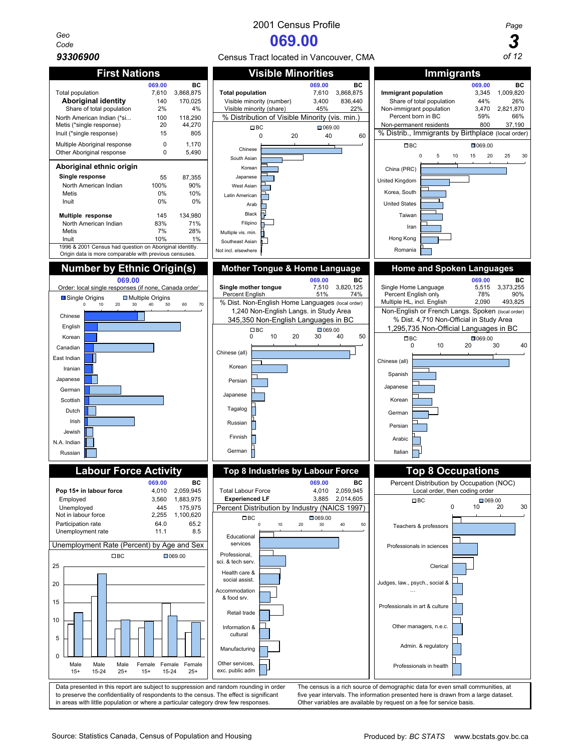# 2001 Census Profile

# 069.00

Census Tract located in Vancouver, CMA

Geo Code **93306900**

## First Nations

| | 069.00 | BC |
|---|---|---|
| Total population | 7,610 | 3,868,875 |
| **Aboriginal identity** | 140 | 170,025 |
| Share of total population | 2% | 4% |
| North American Indian (*si... | 100 | 118,290 |
| Metis (*single response) | 20 | 44,270 |
| Inuit (*single response) | 15 | 805 |
| Multiple Aboriginal response | 0 | 1,170 |
| Other Aboriginal response | 0 | 5,490 |

**Aboriginal ethnic origin**

| | 069.00 | BC |
|---|---|---|
| **Single response** | 55 | 87,355 |
| North American Indian | 100% | 90% |
| Metis | 0% | 10% |
| Inuit | 0% | 0% |
| **Multiple response** | 145 | 134,980 |
| North American Indian | 83% | 71% |
| Metis | 7% | 28% |
| Inuit | 10% | 1% |

1996 & 2001 Census had question on Aboriginal identitly. Origin data is more comparable with previous censuses.

## Visible Minorities

| | 069.00 | BC |
|---|---|---|
| **Total population** | 7,610 | 3,868,875 |
| Visible minority (number) | 3,400 | 836,440 |
| Visible minority (share) | 45% | 22% |

% Distribution of Visible Minority (vis. min.)

Categories: Chinese, South Asian, Korean, Japanese, West Asian, Latin American, Arab, Black, Filipino, Multiple vis. min., Southeast Asian, Not incl. elsewhere

## Immigrants

| | 069.00 | BC |
|---|---|---|
| **Immigrant population** | 3,345 | 1,009,820 |
| Share of total population | 44% | 26% |
| Non-immigrant population | 3,470 | 2,821,870 |
| Percent born in BC | 59% | 66% |
| Non-permanent residents | 800 | 37,190 |

% Distrib., Immigrants by Birthplace (local order)

Categories: China (PRC), United Kingdom, Korea, South, United States, Taiwan, Iran, Hong Kong, Romania

## Number by Ethnic Origin(s)

069.00

Order: local single responses (if none, Canada order)

Categories (Single Origins / Multiple Origins): Chinese, English, Korean, Canadian, East Indian, Iranian, Japanese, German, Scottish, Dutch, Irish, Jewish, N.A. Indian, Russian

## Mother Tongue & Home Language

| | 069.00 | BC |
|---|---|---|
| **Single mother tongue** | 7,510 | 3,820,125 |
| Percent English | 51% | 74% |

% Dist. Non-English Home Languages (local order)

1,240 Non-English Langs. in Study Area

345,350 Non-English Languages in BC

Categories: Chinese (all), Korean, Persian, Japanese, Tagalog, Russian, Finnish, German

## Home and Spoken Languages

| | 069.00 | BC |
|---|---|---|
| Single Home Language | 5,515 | 3,373,255 |
| Percent English only | 78% | 90% |
| Multiple HL, incl. English | 2,090 | 493,825 |

Non-English or French Langs. Spoken (local order)

% Dist. 4,710 Non-Official in Study Area

1,295,735 Non-Official Languages in BC

Categories: Chinese (all), Spanish, Japanese, Korean, German, Persian, Arabic, Italian

## Labour Force Activity

| | 069.00 | BC |
|---|---|---|
| **Pop 15+ in labour force** | 4,010 | 2,059,945 |
| Employed | 3,560 | 1,883,975 |
| Unemployed | 445 | 175,975 |
| Not in labour force | 2,255 | 1,100,620 |
| Participation rate | 64.0 | 65.2 |
| Unemployment rate | 11.1 | 8.5 |

Unemployment Rate (Percent) by Age and Sex

Categories: Male 15+, Male 15-24, Male 25+, Female 15+, Female 15-24, Female 25+

## Top 8 Industries by Labour Force

| | 069.00 | BC |
|---|---|---|
| Total Labour Force | 4,010 | 2,059,945 |
| **Experienced LF** | 3,885 | 2,014,605 |

Percent Distribution by Industry (NAICS 1997)

Categories: Educational services; Professional, sci. & tech serv.; Health care & social assist.; Accommodation & food srv.; Retail trade; Information & cultural; Manufacturing; Other services, exc. public adm

## Top 8 Occupations

Percent Distribution by Occupation (NOC)

Local order, then coding order

Categories: Teachers & professors; Professionals in sciences; Clerical; Judges, law., psych., social & …; Professionals in art & culture; Other managers, n.e.c.; Admin. & regulatory; Professionals in health

Data presented in this report are subject to suppression and random rounding in order to preserve the confidentiality of respondents to the census. The effect is significant in areas with little population or where a particular category drew few responses.

The census is a rich source of demographic data for even small communities, at five year intervals. The information presented here is drawn from a large dataset. Other variables are available by request on a fee for service basis.

Source: Statistics Canada, Census of Population and Housing

Produced by: *BC STATS* www.bcstats.gov.bc.ca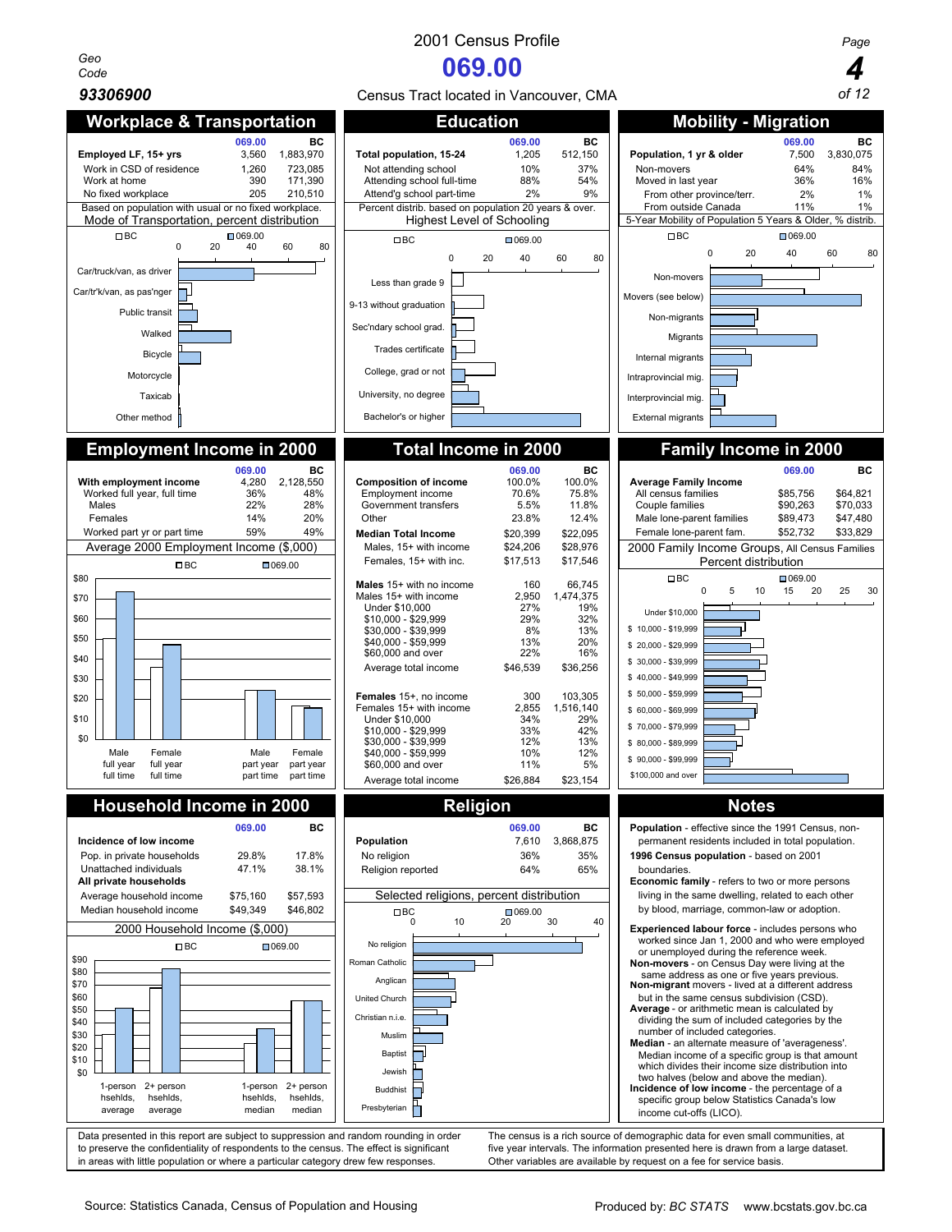# 2001 Census Profile

Geo Code **93306900**

# 069.00

Census Tract located in Vancouver, CMA

## Workplace & Transportation

| | 069.00 | BC |
|---|---|---|
| **Employed LF, 15+ yrs** | 3,560 | 1,883,970 |
| Work in CSD of residence | 1,260 | 723,085 |
| Work at home | 390 | 171,390 |
| No fixed workplace | 205 | 210,510 |

Based on population with usual or no fixed workplace.

Mode of Transportation, percent distribution

Chart categories: Car/truck/van, as driver; Car/tr'k/van, as pas'nger; Public transit; Walked; Bicycle; Motorcycle; Taxicab; Other method (BC vs 069.00, scale 0–80)

## Education

| | 069.00 | BC |
|---|---|---|
| **Total population, 15-24** | 1,205 | 512,150 |
| Not attending school | 10% | 37% |
| Attending school full-time | 88% | 54% |
| Attend'g school part-time | 2% | 9% |

Percent distrib. based on population 20 years & over.

Highest Level of Schooling

Chart categories: Less than grade 9; 9-13 without graduation; Sec'ndary school grad.; Trades certificate; College, grad or not; University, no degree; Bachelor's or higher (BC vs 069.00, scale 0–80)

## Mobility - Migration

| | 069.00 | BC |
|---|---|---|
| **Population, 1 yr & older** | 7,500 | 3,830,075 |
| Non-movers | 64% | 84% |
| Moved in last year | 36% | 16% |
| From other province/terr. | 2% | 1% |
| From outside Canada | 11% | 1% |

5-Year Mobility of Population 5 Years & Older, % distrib.

Chart categories: Non-movers; Movers (see below); Non-migrants; Migrants; Internal migrants; Intraprovincial mig.; Interprovincial mig.; External migrants (BC vs 069.00, scale 0–80)

## Employment Income in 2000

| | 069.00 | BC |
|---|---|---|
| **With employment income** | 4,280 | 2,128,550 |
| Worked full year, full time | 36% | 48% |
| Males | 22% | 28% |
| Females | 14% | 20% |
| Worked part yr or part time | 59% | 49% |

Average 2000 Employment Income ($,000)

Chart categories: Male full year full time; Female full year full time; Male part year part time; Female part year part time (BC vs 069.00, scale $0–$80)

## Total Income in 2000

| | 069.00 | BC |
|---|---|---|
| **Composition of income** | 100.0% | 100.0% |
| Employment income | 70.6% | 75.8% |
| Government transfers | 5.5% | 11.8% |
| Other | 23.8% | 12.4% |
| **Median Total Income** | $20,399 | $22,095 |
| Males, 15+ with income | $24,206 | $28,976 |
| Females, 15+ with inc. | $17,513 | $17,546 |
| **Males** 15+ with no income | 160 | 66,745 |
| Males 15+ with income | 2,950 | 1,474,375 |
| Under $10,000 | 27% | 19% |
| $10,000 - $29,999 | 29% | 32% |
| $30,000 - $39,999 | 8% | 13% |
| $40,000 - $59,999 | 13% | 20% |
| $60,000 and over | 22% | 16% |
| Average total income | $46,539 | $36,256 |
| **Females** 15+, no income | 300 | 103,305 |
| Females 15+ with income | 2,855 | 1,516,140 |
| Under $10,000 | 34% | 29% |
| $10,000 - $29,999 | 33% | 42% |
| $30,000 - $39,999 | 12% | 13% |
| $40,000 - $59,999 | 10% | 12% |
| $60,000 and over | 11% | 5% |
| Average total income | $26,884 | $23,154 |

## Family Income in 2000

| | 069.00 | BC |
|---|---|---|
| **Average Family Income** | | |
| All census families | $85,756 | $64,821 |
| Couple families | $90,263 | $70,033 |
| Male lone-parent families | $89,473 | $47,480 |
| Female lone-parent fam. | $52,732 | $33,829 |

2000 Family Income Groups, All Census Families Percent distribution

Chart categories: Under $10,000; $10,000 - $19,999; $20,000 - $29,999; $30,000 - $39,999; $40,000 - $49,999; $50,000 - $59,999; $60,000 - $69,999; $70,000 - $79,999; $80,000 - $89,999; $90,000 - $99,999; $100,000 and over (BC vs 069.00, scale 0–30)

## Household Income in 2000

| | 069.00 | BC |
|---|---|---|
| **Incidence of low income** | | |
| Pop. in private households | 29.8% | 17.8% |
| Unattached individuals | 47.1% | 38.1% |
| **All private households** | | |
| Average household income | $75,160 | $57,593 |
| Median household income | $49,349 | $46,802 |

2000 Household Income ($,000)

Chart categories: 1-person hsehlds, average; 2+ person hsehlds, average; 1-person hsehlds, median; 2+ person hsehlds, median (BC vs 069.00, scale $0–$90)

## Religion

| | 069.00 | BC |
|---|---|---|
| **Population** | 7,610 | 3,868,875 |
| No religion | 36% | 35% |
| Religion reported | 64% | 65% |

Selected religions, percent distribution

Chart categories: No religion; Roman Catholic; Anglican; United Church; Christian n.i.e.; Muslim; Baptist; Jewish; Buddhist; Presbyterian (BC vs 069.00, scale 0–40)

## Notes

**Population** - effective since the 1991 Census, non-permanent residents included in total population.

**1996 Census population** - based on 2001 boundaries.

**Economic family** - refers to two or more persons living in the same dwelling, related to each other by blood, marriage, common-law or adoption.

**Experienced labour force** - includes persons who worked since Jan 1, 2000 and who were employed or unemployed during the reference week.

**Non-movers** - on Census Day were living at the same address as one or five years previous.

**Non-migrant** movers - lived at a different address but in the same census subdivision (CSD).

**Average** - or arithmetic mean is calculated by dividing the sum of included categories by the number of included categories.

**Median** - an alternate measure of 'averageness'. Median income of a specific group is that amount which divides their income size distribution into two halves (below and above the median).

**Incidence of low income** - the percentage of a specific group below Statistics Canada's low income cut-offs (LICO).

Data presented in this report are subject to suppression and random rounding in order to preserve the confidentiality of respondents to the census. The effect is significant in areas with little population or where a particular category drew few responses.

The census is a rich source of demographic data for even small communities, at five year intervals. The information presented here is drawn from a large dataset. Other variables are available by request on a fee for service basis.

Source: Statistics Canada, Census of Population and Housing

Produced by: *BC STATS* www.bcstats.gov.bc.ca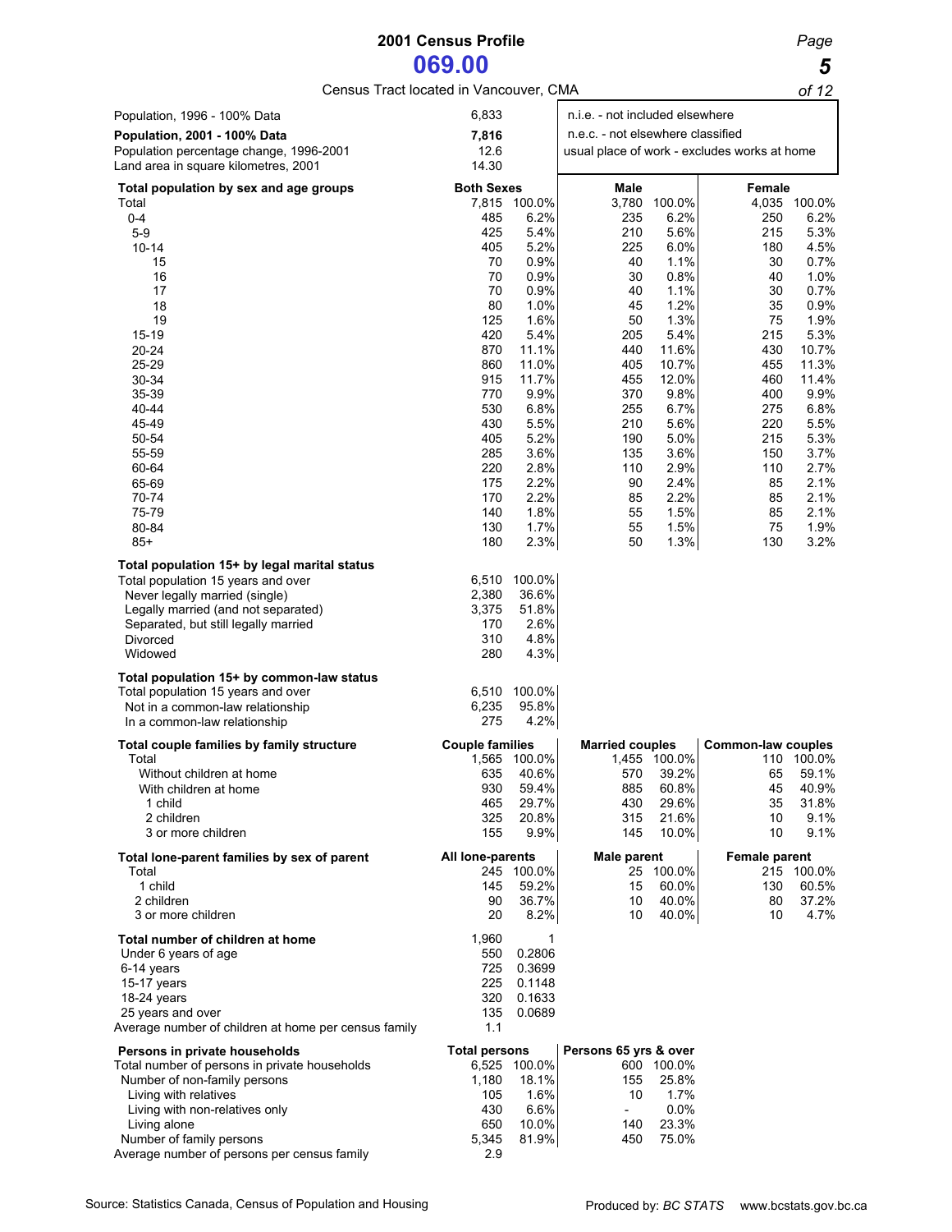# 2001 Census Profile

# 069.00

Census Tract located in Vancouver, CMA

| | |
|---|---|
| Population, 1996 - 100% Data | 6,833 |
| **Population, 2001 - 100% Data** | **7,816** |
| Population percentage change, 1996-2001 | 12.6 |
| Land area in square kilometres, 2001 | 14.30 |

n.i.e. - not included elsewhere
n.e.c. - not elsewhere classified
usual place of work - excludes works at home

| Total population by sex and age groups | Both Sexes | | Male | | Female | |
|---|---|---|---|---|---|---|
| Total | 7,815 | 100.0% | 3,780 | 100.0% | 4,035 | 100.0% |
| 0-4 | 485 | 6.2% | 235 | 6.2% | 250 | 6.2% |
| 5-9 | 425 | 5.4% | 210 | 5.6% | 215 | 5.3% |
| 10-14 | 405 | 5.2% | 225 | 6.0% | 180 | 4.5% |
| 15 | 70 | 0.9% | 40 | 1.1% | 30 | 0.7% |
| 16 | 70 | 0.9% | 30 | 0.8% | 40 | 1.0% |
| 17 | 70 | 0.9% | 40 | 1.1% | 30 | 0.7% |
| 18 | 80 | 1.0% | 45 | 1.2% | 35 | 0.9% |
| 19 | 125 | 1.6% | 50 | 1.3% | 75 | 1.9% |
| 15-19 | 420 | 5.4% | 205 | 5.4% | 215 | 5.3% |
| 20-24 | 870 | 11.1% | 440 | 11.6% | 430 | 10.7% |
| 25-29 | 860 | 11.0% | 405 | 10.7% | 455 | 11.3% |
| 30-34 | 915 | 11.7% | 455 | 12.0% | 460 | 11.4% |
| 35-39 | 770 | 9.9% | 370 | 9.8% | 400 | 9.9% |
| 40-44 | 530 | 6.8% | 255 | 6.7% | 275 | 6.8% |
| 45-49 | 430 | 5.5% | 210 | 5.6% | 220 | 5.5% |
| 50-54 | 405 | 5.2% | 190 | 5.0% | 215 | 5.3% |
| 55-59 | 285 | 3.6% | 135 | 3.6% | 150 | 3.7% |
| 60-64 | 220 | 2.8% | 110 | 2.9% | 110 | 2.7% |
| 65-69 | 175 | 2.2% | 90 | 2.4% | 85 | 2.1% |
| 70-74 | 170 | 2.2% | 85 | 2.2% | 85 | 2.1% |
| 75-79 | 140 | 1.8% | 55 | 1.5% | 85 | 2.1% |
| 80-84 | 130 | 1.7% | 55 | 1.5% | 75 | 1.9% |
| 85+ | 180 | 2.3% | 50 | 1.3% | 130 | 3.2% |

| Total population 15+ by legal marital status | | |
|---|---|---|
| Total population 15 years and over | 6,510 | 100.0% |
| Never legally married (single) | 2,380 | 36.6% |
| Legally married (and not separated) | 3,375 | 51.8% |
| Separated, but still legally married | 170 | 2.6% |
| Divorced | 310 | 4.8% |
| Widowed | 280 | 4.3% |

| Total population 15+ by common-law status | | |
|---|---|---|
| Total population 15 years and over | 6,510 | 100.0% |
| Not in a common-law relationship | 6,235 | 95.8% |
| In a common-law relationship | 275 | 4.2% |

| Total couple families by family structure | Couple families | | Married couples | | Common-law couples | |
|---|---|---|---|---|---|---|
| Total | 1,565 | 100.0% | 1,455 | 100.0% | 110 | 100.0% |
| Without children at home | 635 | 40.6% | 570 | 39.2% | 65 | 59.1% |
| With children at home | 930 | 59.4% | 885 | 60.8% | 45 | 40.9% |
| 1 child | 465 | 29.7% | 430 | 29.6% | 35 | 31.8% |
| 2 children | 325 | 20.8% | 315 | 21.6% | 10 | 9.1% |
| 3 or more children | 155 | 9.9% | 145 | 10.0% | 10 | 9.1% |

| Total lone-parent families by sex of parent | All lone-parents | | Male parent | | Female parent | |
|---|---|---|---|---|---|---|
| Total | 245 | 100.0% | 25 | 100.0% | 215 | 100.0% |
| 1 child | 145 | 59.2% | 15 | 60.0% | 130 | 60.5% |
| 2 children | 90 | 36.7% | 10 | 40.0% | 80 | 37.2% |
| 3 or more children | 20 | 8.2% | 10 | 40.0% | 10 | 4.7% |

| Total number of children at home | 1,960 | 1 |
|---|---|---|
| Under 6 years of age | 550 | 0.2806 |
| 6-14 years | 725 | 0.3699 |
| 15-17 years | 225 | 0.1148 |
| 18-24 years | 320 | 0.1633 |
| 25 years and over | 135 | 0.0689 |
| Average number of children at home per census family | 1.1 | |

| Persons in private households | Total persons | | Persons 65 yrs & over | |
|---|---|---|---|---|
| Total number of persons in private households | 6,525 | 100.0% | 600 | 100.0% |
| Number of non-family persons | 1,180 | 18.1% | 155 | 25.8% |
| Living with relatives | 105 | 1.6% | 10 | 1.7% |
| Living with non-relatives only | 430 | 6.6% | - | 0.0% |
| Living alone | 650 | 10.0% | 140 | 23.3% |
| Number of family persons | 5,345 | 81.9% | 450 | 75.0% |
| Average number of persons per census family | 2.9 | | | |

Source: Statistics Canada, Census of Population and Housing

Produced by: BC STATS www.bcstats.gov.bc.ca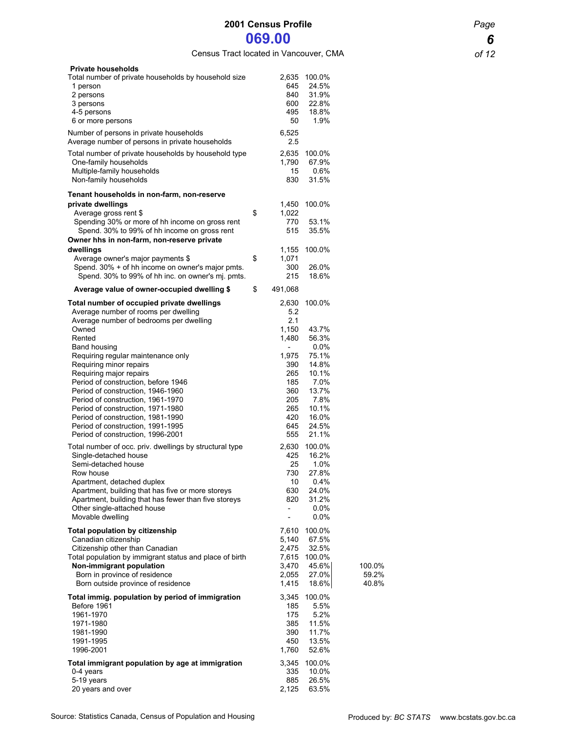# 2001 Census Profile

## 069.00

Census Tract located in Vancouver, CMA

| | | | | |
|---|---|---|---|---|
| **Private households** | | | | |
| Total number of private households by household size | | 2,635 | 100.0% | |
| 1 person | | 645 | 24.5% | |
| 2 persons | | 840 | 31.9% | |
| 3 persons | | 600 | 22.8% | |
| 4-5 persons | | 495 | 18.8% | |
| 6 or more persons | | 50 | 1.9% | |
| Number of persons in private households | | 6,525 | | |
| Average number of persons in private households | | 2.5 | | |
| Total number of private households by household type | | 2,635 | 100.0% | |
| One-family households | | 1,790 | 67.9% | |
| Multiple-family households | | 15 | 0.6% | |
| Non-family households | | 830 | 31.5% | |
| **Tenant households in non-farm, non-reserve private dwellings** | | 1,450 | 100.0% | |
| Average gross rent $ | $ | 1,022 | | |
| Spending 30% or more of hh income on gross rent | | 770 | 53.1% | |
| Spend. 30% to 99% of hh income on gross rent | | 515 | 35.5% | |
| **Owner hhs in non-farm, non-reserve private dwellings** | | 1,155 | 100.0% | |
| Average owner's major payments $ | $ | 1,071 | | |
| Spend. 30% + of hh income on owner's major pmts. | | 300 | 26.0% | |
| Spend. 30% to 99% of hh inc. on owner's mj. pmts. | | 215 | 18.6% | |
| **Average value of owner-occupied dwelling $** | $ | 491,068 | | |
| **Total number of occupied private dwellings** | | 2,630 | 100.0% | |
| Average number of rooms per dwelling | | 5.2 | | |
| Average number of bedrooms per dwelling | | 2.1 | | |
| Owned | | 1,150 | 43.7% | |
| Rented | | 1,480 | 56.3% | |
| Band housing | | - | 0.0% | |
| Requiring regular maintenance only | | 1,975 | 75.1% | |
| Requiring minor repairs | | 390 | 14.8% | |
| Requiring major repairs | | 265 | 10.1% | |
| Period of construction, before 1946 | | 185 | 7.0% | |
| Period of construction, 1946-1960 | | 360 | 13.7% | |
| Period of construction, 1961-1970 | | 205 | 7.8% | |
| Period of construction, 1971-1980 | | 265 | 10.1% | |
| Period of construction, 1981-1990 | | 420 | 16.0% | |
| Period of construction, 1991-1995 | | 645 | 24.5% | |
| Period of construction, 1996-2001 | | 555 | 21.1% | |
| Total number of occ. priv. dwellings by structural type | | 2,630 | 100.0% | |
| Single-detached house | | 425 | 16.2% | |
| Semi-detached house | | 25 | 1.0% | |
| Row house | | 730 | 27.8% | |
| Apartment, detached duplex | | 10 | 0.4% | |
| Apartment, building that has five or more storeys | | 630 | 24.0% | |
| Apartment, building that has fewer than five storeys | | 820 | 31.2% | |
| Other single-attached house | | - | 0.0% | |
| Movable dwelling | | - | 0.0% | |
| **Total population by citizenship** | | 7,610 | 100.0% | |
| Canadian citizenship | | 5,140 | 67.5% | |
| Citizenship other than Canadian | | 2,475 | 32.5% | |
| Total population by immigrant status and place of birth | | 7,615 | 100.0% | |
| **Non-immigrant population** | | 3,470 | 45.6% | 100.0% |
| Born in province of residence | | 2,055 | 27.0% | 59.2% |
| Born outside province of residence | | 1,415 | 18.6% | 40.8% |
| **Total immig. population by period of immigration** | | 3,345 | 100.0% | |
| Before 1961 | | 185 | 5.5% | |
| 1961-1970 | | 175 | 5.2% | |
| 1971-1980 | | 385 | 11.5% | |
| 1981-1990 | | 390 | 11.7% | |
| 1991-1995 | | 450 | 13.5% | |
| 1996-2001 | | 1,760 | 52.6% | |
| **Total immigrant population by age at immigration** | | 3,345 | 100.0% | |
| 0-4 years | | 335 | 10.0% | |
| 5-19 years | | 885 | 26.5% | |
| 20 years and over | | 2,125 | 63.5% | |

Source: Statistics Canada, Census of Population and Housing

Produced by: *BC STATS* www.bcstats.gov.bc.ca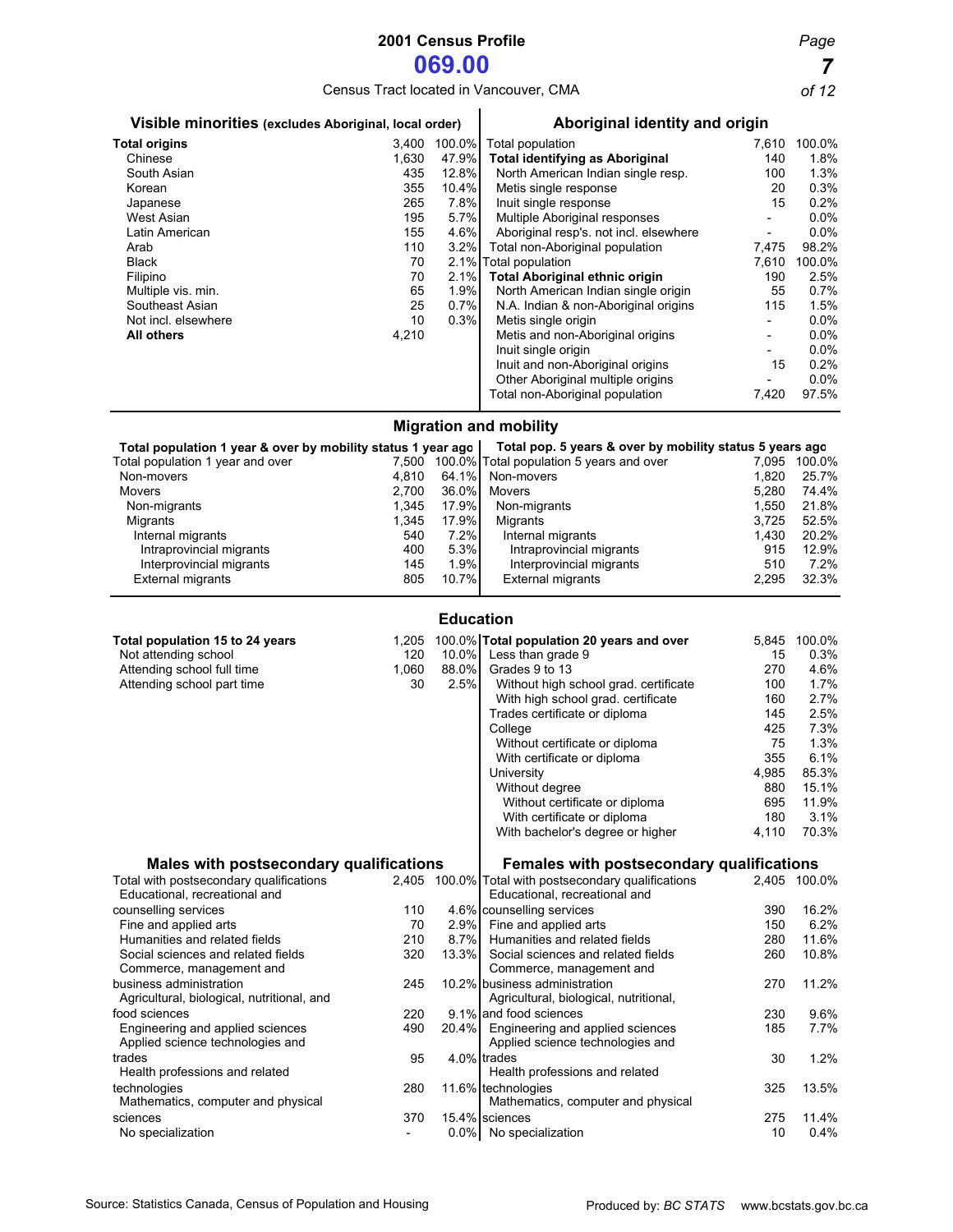# 2001 Census Profile

## 069.00

Census Tract located in Vancouver, CMA

## Visible minorities (excludes Aboriginal, local order)

| | Number | % |
|---|---|---|
| **Total origins** | 3,400 | 100.0% |
| Chinese | 1,630 | 47.9% |
| South Asian | 435 | 12.8% |
| Korean | 355 | 10.4% |
| Japanese | 265 | 7.8% |
| West Asian | 195 | 5.7% |
| Latin American | 155 | 4.6% |
| Arab | 110 | 3.2% |
| Black | 70 | 2.1% |
| Filipino | 70 | 2.1% |
| Multiple vis. min. | 65 | 1.9% |
| Southeast Asian | 25 | 0.7% |
| Not incl. elsewhere | 10 | 0.3% |
| **All others** | 4,210 | |

## Aboriginal identity and origin

| | Number | % |
|---|---|---|
| Total population | 7,610 | 100.0% |
| **Total identifying as Aboriginal** | 140 | 1.8% |
| North American Indian single resp. | 100 | 1.3% |
| Metis single response | 20 | 0.3% |
| Inuit single response | 15 | 0.2% |
| Multiple Aboriginal responses | - | 0.0% |
| Aboriginal resp's. not incl. elsewhere | - | 0.0% |
| Total non-Aboriginal population | 7,475 | 98.2% |
| Total population | 7,610 | 100.0% |
| **Total Aboriginal ethnic origin** | 190 | 2.5% |
| North American Indian single origin | 55 | 0.7% |
| N.A. Indian & non-Aboriginal origins | 115 | 1.5% |
| Metis single origin | - | 0.0% |
| Metis and non-Aboriginal origins | - | 0.0% |
| Inuit single origin | - | 0.0% |
| Inuit and non-Aboriginal origins | 15 | 0.2% |
| Other Aboriginal multiple origins | - | 0.0% |
| Total non-Aboriginal population | 7,420 | 97.5% |

## Migration and mobility

### Total population 1 year & over by mobility status 1 year ago

| | Number | % |
|---|---|---|
| Total population 1 year and over | 7,500 | 100.0% |
| Non-movers | 4,810 | 64.1% |
| Movers | 2,700 | 36.0% |
| Non-migrants | 1,345 | 17.9% |
| Migrants | 1,345 | 17.9% |
| Internal migrants | 540 | 7.2% |
| Intraprovincial migrants | 400 | 5.3% |
| Interprovincial migrants | 145 | 1.9% |
| External migrants | 805 | 10.7% |

### Total pop. 5 years & over by mobility status 5 years ago

| | Number | % |
|---|---|---|
| Total population 5 years and over | 7,095 | 100.0% |
| Non-movers | 1,820 | 25.7% |
| Movers | 5,280 | 74.4% |
| Non-migrants | 1,550 | 21.8% |
| Migrants | 3,725 | 52.5% |
| Internal migrants | 1,430 | 20.2% |
| Intraprovincial migrants | 915 | 12.9% |
| Interprovincial migrants | 510 | 7.2% |
| External migrants | 2,295 | 32.3% |

## Education

| | Number | % |
|---|---|---|
| **Total population 15 to 24 years** | 1,205 | 100.0% |
| Not attending school | 120 | 10.0% |
| Attending school full time | 1,060 | 88.0% |
| Attending school part time | 30 | 2.5% |

| | Number | % |
|---|---|---|
| **Total population 20 years and over** | 5,845 | 100.0% |
| Less than grade 9 | 15 | 0.3% |
| Grades 9 to 13 | 270 | 4.6% |
| Without high school grad. certificate | 100 | 1.7% |
| With high school grad. certificate | 160 | 2.7% |
| Trades certificate or diploma | 145 | 2.5% |
| College | 425 | 7.3% |
| Without certificate or diploma | 75 | 1.3% |
| With certificate or diploma | 355 | 6.1% |
| University | 4,985 | 85.3% |
| Without degree | 880 | 15.1% |
| Without certificate or diploma | 695 | 11.9% |
| With certificate or diploma | 180 | 3.1% |
| With bachelor's degree or higher | 4,110 | 70.3% |

## Males with postsecondary qualifications

| | Number | % |
|---|---|---|
| Total with postsecondary qualifications | 2,405 | 100.0% |
| Educational, recreational and counselling services | 110 | 4.6% |
| Fine and applied arts | 70 | 2.9% |
| Humanities and related fields | 210 | 8.7% |
| Social sciences and related fields | 320 | 13.3% |
| Commerce, management and business administration | 245 | 10.2% |
| Agricultural, biological, nutritional, and food sciences | 220 | 9.1% |
| Engineering and applied sciences | 490 | 20.4% |
| Applied science technologies and trades | 95 | 4.0% |
| Health professions and related technologies | 280 | 11.6% |
| Mathematics, computer and physical sciences | 370 | 15.4% |
| No specialization | - | 0.0% |

## Females with postsecondary qualifications

| | Number | % |
|---|---|---|
| Total with postsecondary qualifications | 2,405 | 100.0% |
| Educational, recreational and counselling services | 390 | 16.2% |
| Fine and applied arts | 150 | 6.2% |
| Humanities and related fields | 280 | 11.6% |
| Social sciences and related fields | 260 | 10.8% |
| Commerce, management and business administration | 270 | 11.2% |
| Agricultural, biological, nutritional, and food sciences | 230 | 9.6% |
| Engineering and applied sciences | 185 | 7.7% |
| Applied science technologies and trades | 30 | 1.2% |
| Health professions and related technologies | 325 | 13.5% |
| Mathematics, computer and physical sciences | 275 | 11.4% |
| No specialization | 10 | 0.4% |

Source: Statistics Canada, Census of Population and Housing

Produced by: *BC STATS* www.bcstats.gov.bc.ca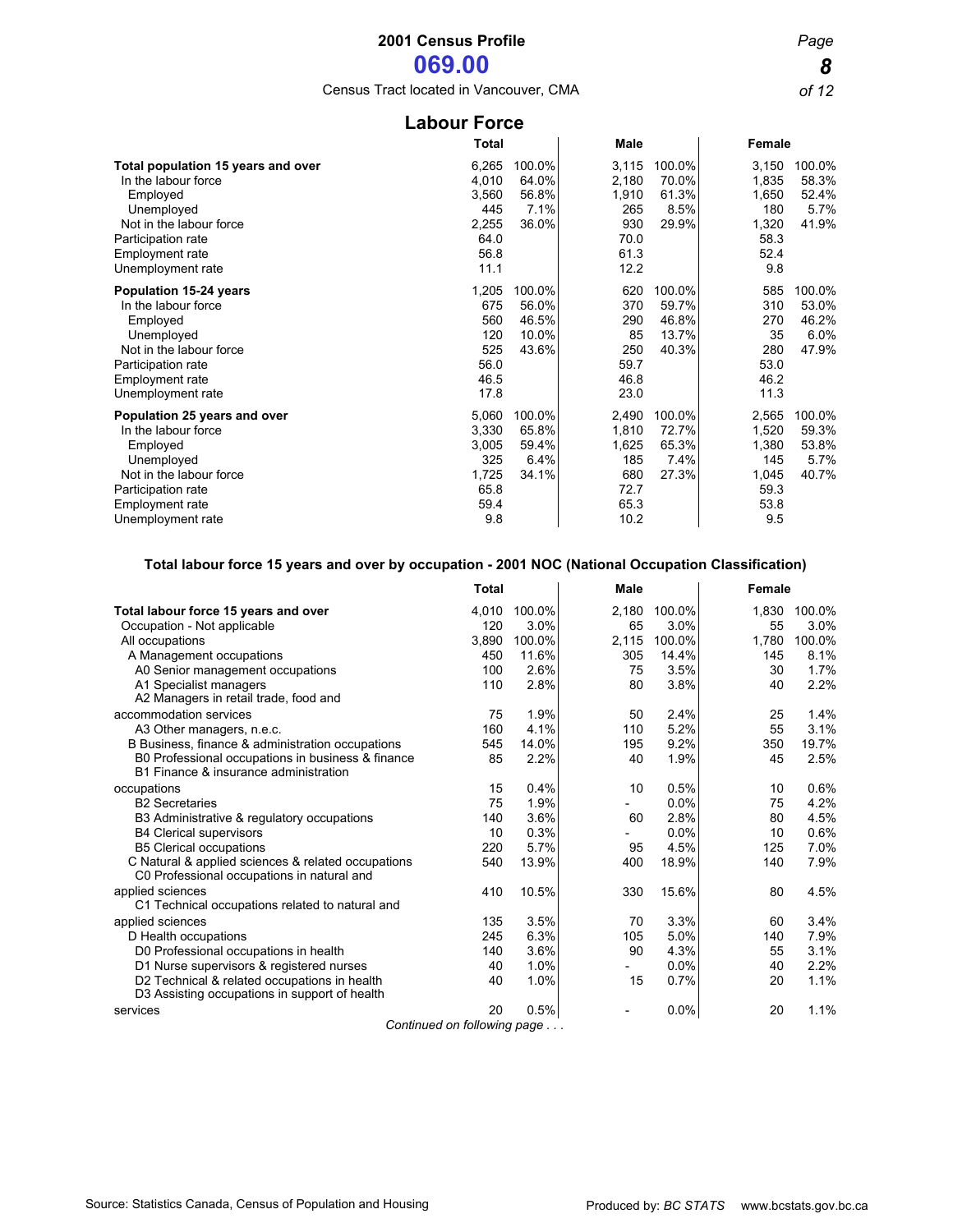# 2001 Census Profile

## 069.00

Census Tract located in Vancouver, CMA

## Labour Force

| | Total | | Male | | Female | |
|---|---|---|---|---|---|---|
| **Total population 15 years and over** | 6,265 | 100.0% | 3,115 | 100.0% | 3,150 | 100.0% |
| In the labour force | 4,010 | 64.0% | 2,180 | 70.0% | 1,835 | 58.3% |
| Employed | 3,560 | 56.8% | 1,910 | 61.3% | 1,650 | 52.4% |
| Unemployed | 445 | 7.1% | 265 | 8.5% | 180 | 5.7% |
| Not in the labour force | 2,255 | 36.0% | 930 | 29.9% | 1,320 | 41.9% |
| Participation rate | 64.0 | | 70.0 | | 58.3 | |
| Employment rate | 56.8 | | 61.3 | | 52.4 | |
| Unemployment rate | 11.1 | | 12.2 | | 9.8 | |
| **Population 15-24 years** | 1,205 | 100.0% | 620 | 100.0% | 585 | 100.0% |
| In the labour force | 675 | 56.0% | 370 | 59.7% | 310 | 53.0% |
| Employed | 560 | 46.5% | 290 | 46.8% | 270 | 46.2% |
| Unemployed | 120 | 10.0% | 85 | 13.7% | 35 | 6.0% |
| Not in the labour force | 525 | 43.6% | 250 | 40.3% | 280 | 47.9% |
| Participation rate | 56.0 | | 59.7 | | 53.0 | |
| Employment rate | 46.5 | | 46.8 | | 46.2 | |
| Unemployment rate | 17.8 | | 23.0 | | 11.3 | |
| **Population 25 years and over** | 5,060 | 100.0% | 2,490 | 100.0% | 2,565 | 100.0% |
| In the labour force | 3,330 | 65.8% | 1,810 | 72.7% | 1,520 | 59.3% |
| Employed | 3,005 | 59.4% | 1,625 | 65.3% | 1,380 | 53.8% |
| Unemployed | 325 | 6.4% | 185 | 7.4% | 145 | 5.7% |
| Not in the labour force | 1,725 | 34.1% | 680 | 27.3% | 1,045 | 40.7% |
| Participation rate | 65.8 | | 72.7 | | 59.3 | |
| Employment rate | 59.4 | | 65.3 | | 53.8 | |
| Unemployment rate | 9.8 | | 10.2 | | 9.5 | |

### Total labour force 15 years and over by occupation - 2001 NOC (National Occupation Classification)

| | Total | | Male | | Female | |
|---|---|---|---|---|---|---|
| **Total labour force 15 years and over** | 4,010 | 100.0% | 2,180 | 100.0% | 1,830 | 100.0% |
| Occupation - Not applicable | 120 | 3.0% | 65 | 3.0% | 55 | 3.0% |
| All occupations | 3,890 | 100.0% | 2,115 | 100.0% | 1,780 | 100.0% |
| A Management occupations | 450 | 11.6% | 305 | 14.4% | 145 | 8.1% |
| A0 Senior management occupations | 100 | 2.6% | 75 | 3.5% | 30 | 1.7% |
| A1 Specialist managers | 110 | 2.8% | 80 | 3.8% | 40 | 2.2% |
| A2 Managers in retail trade, food and accommodation services | 75 | 1.9% | 50 | 2.4% | 25 | 1.4% |
| A3 Other managers, n.e.c. | 160 | 4.1% | 110 | 5.2% | 55 | 3.1% |
| B Business, finance & administration occupations | 545 | 14.0% | 195 | 9.2% | 350 | 19.7% |
| B0 Professional occupations in business & finance | 85 | 2.2% | 40 | 1.9% | 45 | 2.5% |
| B1 Finance & insurance administration occupations | 15 | 0.4% | 10 | 0.5% | 10 | 0.6% |
| B2 Secretaries | 75 | 1.9% | - | 0.0% | 75 | 4.2% |
| B3 Administrative & regulatory occupations | 140 | 3.6% | 60 | 2.8% | 80 | 4.5% |
| B4 Clerical supervisors | 10 | 0.3% | - | 0.0% | 10 | 0.6% |
| B5 Clerical occupations | 220 | 5.7% | 95 | 4.5% | 125 | 7.0% |
| C Natural & applied sciences & related occupations | 540 | 13.9% | 400 | 18.9% | 140 | 7.9% |
| C0 Professional occupations in natural and applied sciences | 410 | 10.5% | 330 | 15.6% | 80 | 4.5% |
| C1 Technical occupations related to natural and applied sciences | 135 | 3.5% | 70 | 3.3% | 60 | 3.4% |
| D Health occupations | 245 | 6.3% | 105 | 5.0% | 140 | 7.9% |
| D0 Professional occupations in health | 140 | 3.6% | 90 | 4.3% | 55 | 3.1% |
| D1 Nurse supervisors & registered nurses | 40 | 1.0% | - | 0.0% | 40 | 2.2% |
| D2 Technical & related occupations in health | 40 | 1.0% | 15 | 0.7% | 20 | 1.1% |
| D3 Assisting occupations in support of health services | 20 | 0.5% | - | 0.0% | 20 | 1.1% |

*Continued on following page . . .*

Source: Statistics Canada, Census of Population and Housing

Produced by: *BC STATS* www.bcstats.gov.bc.ca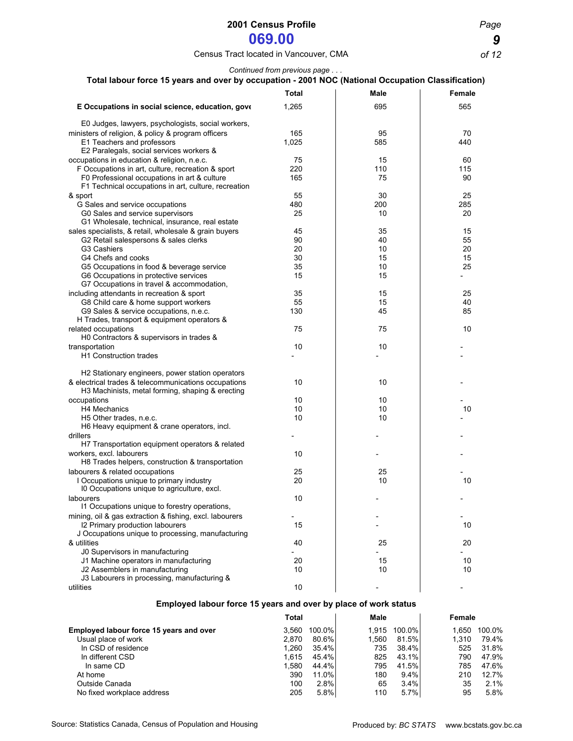*Continued from previous page . . .*

## Total labour force 15 years and over by occupation - 2001 NOC (National Occupation Classification)

| | Total | Male | Female |
|---|---|---|---|
| **E Occupations in social science, education, gove** | 1,265 | 695 | 565 |
| E0 Judges, lawyers, psychologists, social workers, ministers of religion, & policy & program officers | 165 | 95 | 70 |
| E1 Teachers and professors | 1,025 | 585 | 440 |
| E2 Paralegals, social services workers & occupations in education & religion, n.e.c. | 75 | 15 | 60 |
| F Occupations in art, culture, recreation & sport | 220 | 110 | 115 |
| F0 Professional occupations in art & culture | 165 | 75 | 90 |
| F1 Technical occupations in art, culture, recreation & sport | 55 | 30 | 25 |
| G Sales and service occupations | 480 | 200 | 285 |
| G0 Sales and service supervisors | 25 | 10 | 20 |
| G1 Wholesale, technical, insurance, real estate sales specialists, & retail, wholesale & grain buyers | 45 | 35 | 15 |
| G2 Retail salespersons & sales clerks | 90 | 40 | 55 |
| G3 Cashiers | 20 | 10 | 20 |
| G4 Chefs and cooks | 30 | 15 | 15 |
| G5 Occupations in food & beverage service | 35 | 10 | 25 |
| G6 Occupations in protective services | 15 | 15 | - |
| G7 Occupations in travel & accommodation, including attendants in recreation & sport | 35 | 15 | 25 |
| G8 Child care & home support workers | 55 | 15 | 40 |
| G9 Sales & service occupations, n.e.c. | 130 | 45 | 85 |
| H Trades, transport & equipment operators & related occupations | 75 | 75 | 10 |
| H0 Contractors & supervisors in trades & transportation | 10 | 10 | - |
| H1 Construction trades | - | - | - |
| H2 Stationary engineers, power station operators & electrical trades & telecommunications occupations | 10 | 10 | - |
| H3 Machinists, metal forming, shaping & erecting occupations | 10 | 10 | - |
| H4 Mechanics | 10 | 10 | 10 |
| H5 Other trades, n.e.c. | 10 | 10 | - |
| H6 Heavy equipment & crane operators, incl. drillers | - | - | - |
| H7 Transportation equipment operators & related workers, excl. labourers | 10 | - | - |
| H8 Trades helpers, construction & transportation labourers & related occupations | 25 | 25 | - |
| I Occupations unique to primary industry | 20 | 10 | 10 |
| I0 Occupations unique to agriculture, excl. labourers | 10 | - | - |
| I1 Occupations unique to forestry operations, mining, oil & gas extraction & fishing, excl. labourers | - | - | - |
| I2 Primary production labourers | 15 | - | 10 |
| J Occupations unique to processing, manufacturing & utilities | 40 | 25 | 20 |
| J0 Supervisors in manufacturing | - | - | - |
| J1 Machine operators in manufacturing | 20 | 15 | 10 |
| J2 Assemblers in manufacturing | 10 | 10 | 10 |
| J3 Labourers in processing, manufacturing & utilities | 10 | - | - |

## Employed labour force 15 years and over by place of work status

| | Total | | Male | | Female | |
|---|---|---|---|---|---|---|
| **Employed labour force 15 years and over** | 3,560 | 100.0% | 1,915 | 100.0% | 1,650 | 100.0% |
| Usual place of work | 2,870 | 80.6% | 1,560 | 81.5% | 1,310 | 79.4% |
| In CSD of residence | 1,260 | 35.4% | 735 | 38.4% | 525 | 31.8% |
| In different CSD | 1,615 | 45.4% | 825 | 43.1% | 790 | 47.9% |
| In same CD | 1,580 | 44.4% | 795 | 41.5% | 785 | 47.6% |
| At home | 390 | 11.0% | 180 | 9.4% | 210 | 12.7% |
| Outside Canada | 100 | 2.8% | 65 | 3.4% | 35 | 2.1% |
| No fixed workplace address | 205 | 5.8% | 110 | 5.7% | 95 | 5.8% |

Source: Statistics Canada, Census of Population and Housing

Produced by: *BC STATS* www.bcstats.gov.bc.ca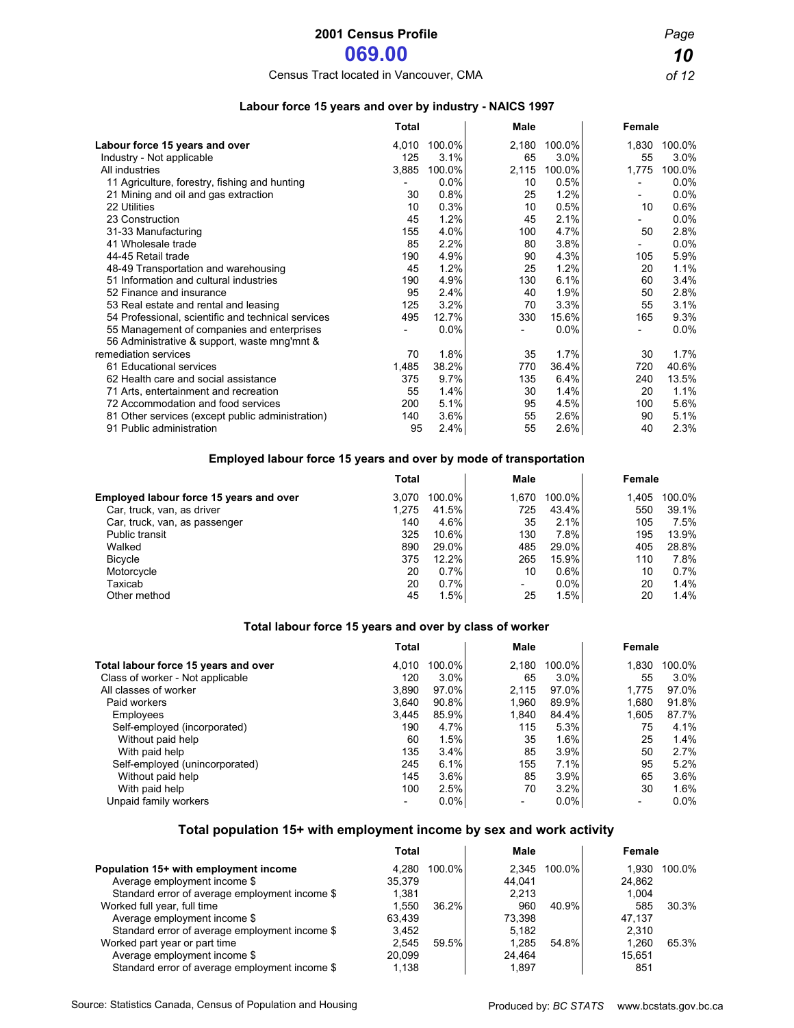# 2001 Census Profile

## 069.00

Census Tract located in Vancouver, CMA

### Labour force 15 years and over by industry - NAICS 1997

| | Total | | Male | | Female | |
|---|---|---|---|---|---|---|
| **Labour force 15 years and over** | 4,010 | 100.0% | 2,180 | 100.0% | 1,830 | 100.0% |
| Industry - Not applicable | 125 | 3.1% | 65 | 3.0% | 55 | 3.0% |
| All industries | 3,885 | 100.0% | 2,115 | 100.0% | 1,775 | 100.0% |
| 11 Agriculture, forestry, fishing and hunting | - | 0.0% | 10 | 0.5% | - | 0.0% |
| 21 Mining and oil and gas extraction | 30 | 0.8% | 25 | 1.2% | - | 0.0% |
| 22 Utilities | 10 | 0.3% | 10 | 0.5% | 10 | 0.6% |
| 23 Construction | 45 | 1.2% | 45 | 2.1% | - | 0.0% |
| 31-33 Manufacturing | 155 | 4.0% | 100 | 4.7% | 50 | 2.8% |
| 41 Wholesale trade | 85 | 2.2% | 80 | 3.8% | - | 0.0% |
| 44-45 Retail trade | 190 | 4.9% | 90 | 4.3% | 105 | 5.9% |
| 48-49 Transportation and warehousing | 45 | 1.2% | 25 | 1.2% | 20 | 1.1% |
| 51 Information and cultural industries | 190 | 4.9% | 130 | 6.1% | 60 | 3.4% |
| 52 Finance and insurance | 95 | 2.4% | 40 | 1.9% | 50 | 2.8% |
| 53 Real estate and rental and leasing | 125 | 3.2% | 70 | 3.3% | 55 | 3.1% |
| 54 Professional, scientific and technical services | 495 | 12.7% | 330 | 15.6% | 165 | 9.3% |
| 55 Management of companies and enterprises | - | 0.0% | - | 0.0% | - | 0.0% |
| 56 Administrative & support, waste mng'mnt & remediation services | 70 | 1.8% | 35 | 1.7% | 30 | 1.7% |
| 61 Educational services | 1,485 | 38.2% | 770 | 36.4% | 720 | 40.6% |
| 62 Health care and social assistance | 375 | 9.7% | 135 | 6.4% | 240 | 13.5% |
| 71 Arts, entertainment and recreation | 55 | 1.4% | 30 | 1.4% | 20 | 1.1% |
| 72 Accommodation and food services | 200 | 5.1% | 95 | 4.5% | 100 | 5.6% |
| 81 Other services (except public administration) | 140 | 3.6% | 55 | 2.6% | 90 | 5.1% |
| 91 Public administration | 95 | 2.4% | 55 | 2.6% | 40 | 2.3% |

### Employed labour force 15 years and over by mode of transportation

| | Total | | Male | | Female | |
|---|---|---|---|---|---|---|
| **Employed labour force 15 years and over** | 3,070 | 100.0% | 1,670 | 100.0% | 1,405 | 100.0% |
| Car, truck, van, as driver | 1,275 | 41.5% | 725 | 43.4% | 550 | 39.1% |
| Car, truck, van, as passenger | 140 | 4.6% | 35 | 2.1% | 105 | 7.5% |
| Public transit | 325 | 10.6% | 130 | 7.8% | 195 | 13.9% |
| Walked | 890 | 29.0% | 485 | 29.0% | 405 | 28.8% |
| Bicycle | 375 | 12.2% | 265 | 15.9% | 110 | 7.8% |
| Motorcycle | 20 | 0.7% | 10 | 0.6% | 10 | 0.7% |
| Taxicab | 20 | 0.7% | - | 0.0% | 20 | 1.4% |
| Other method | 45 | 1.5% | 25 | 1.5% | 20 | 1.4% |

### Total labour force 15 years and over by class of worker

| | Total | | Male | | Female | |
|---|---|---|---|---|---|---|
| **Total labour force 15 years and over** | 4,010 | 100.0% | 2,180 | 100.0% | 1,830 | 100.0% |
| Class of worker - Not applicable | 120 | 3.0% | 65 | 3.0% | 55 | 3.0% |
| All classes of worker | 3,890 | 97.0% | 2,115 | 97.0% | 1,775 | 97.0% |
| Paid workers | 3,640 | 90.8% | 1,960 | 89.9% | 1,680 | 91.8% |
| Employees | 3,445 | 85.9% | 1,840 | 84.4% | 1,605 | 87.7% |
| Self-employed (incorporated) | 190 | 4.7% | 115 | 5.3% | 75 | 4.1% |
| Without paid help | 60 | 1.5% | 35 | 1.6% | 25 | 1.4% |
| With paid help | 135 | 3.4% | 85 | 3.9% | 50 | 2.7% |
| Self-employed (unincorporated) | 245 | 6.1% | 155 | 7.1% | 95 | 5.2% |
| Without paid help | 145 | 3.6% | 85 | 3.9% | 65 | 3.6% |
| With paid help | 100 | 2.5% | 70 | 3.2% | 30 | 1.6% |
| Unpaid family workers | - | 0.0% | - | 0.0% | - | 0.0% |

### Total population 15+ with employment income by sex and work activity

| | Total | | Male | | Female | |
|---|---|---|---|---|---|---|
| **Population 15+ with employment income** | 4,280 | 100.0% | 2,345 | 100.0% | 1,930 | 100.0% |
| Average employment income $ | 35,379 | | 44,041 | | 24,862 | |
| Standard error of average employment income $ | 1,381 | | 2,213 | | 1,004 | |
| Worked full year, full time | 1,550 | 36.2% | 960 | 40.9% | 585 | 30.3% |
| Average employment income $ | 63,439 | | 73,398 | | 47,137 | |
| Standard error of average employment income $ | 3,452 | | 5,182 | | 2,310 | |
| Worked part year or part time | 2,545 | 59.5% | 1,285 | 54.8% | 1,260 | 65.3% |
| Average employment income $ | 20,099 | | 24,464 | | 15,651 | |
| Standard error of average employment income $ | 1,138 | | 1,897 | | 851 | |

Source: Statistics Canada, Census of Population and Housing

Produced by: *BC STATS* www.bcstats.gov.bc.ca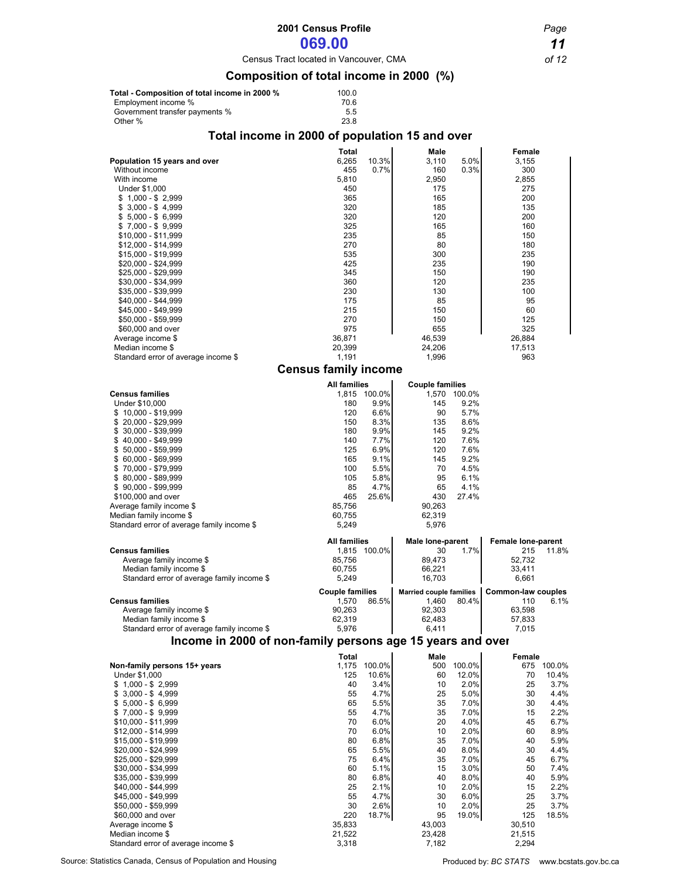# 2001 Census Profile

## 069.00

Census Tract located in Vancouver, CMA

## Composition of total income in 2000 (%)

| | |
|---|---|
| **Total - Composition of total income in 2000 %** | 100.0 |
| Employment income % | 70.6 |
| Government transfer payments % | 5.5 |
| Other % | 23.8 |

## Total income in 2000 of population 15 and over

| | Total | | Male | | Female |
|---|---|---|---|---|---|
| **Population 15 years and over** | 6,265 | 10.3% | 3,110 | 5.0% | 3,155 |
| Without income | 455 | 0.7% | 160 | 0.3% | 300 |
| With income | 5,810 | | 2,950 | | 2,855 |
| Under $1,000 | 450 | | 175 | | 275 |
| $ 1,000 - $ 2,999 | 365 | | 165 | | 200 |
| $ 3,000 - $ 4,999 | 320 | | 185 | | 135 |
| $ 5,000 - $ 6,999 | 320 | | 120 | | 200 |
| $ 7,000 - $ 9,999 | 325 | | 165 | | 160 |
| $10,000 - $11,999 | 235 | | 85 | | 150 |
| $12,000 - $14,999 | 270 | | 80 | | 180 |
| $15,000 - $19,999 | 535 | | 300 | | 235 |
| $20,000 - $24,999 | 425 | | 235 | | 190 |
| $25,000 - $29,999 | 345 | | 150 | | 190 |
| $30,000 - $34,999 | 360 | | 120 | | 235 |
| $35,000 - $39,999 | 230 | | 130 | | 100 |
| $40,000 - $44,999 | 175 | | 85 | | 95 |
| $45,000 - $49,999 | 215 | | 150 | | 60 |
| $50,000 - $59,999 | 270 | | 150 | | 125 |
| $60,000 and over | 975 | | 655 | | 325 |
| Average income $ | 36,871 | | 46,539 | | 26,884 |
| Median income $ | 20,399 | | 24,206 | | 17,513 |
| Standard error of average income $ | 1,191 | | 1,996 | | 963 |

## Census family income

| | All families | | Couple families | |
|---|---|---|---|---|
| **Census families** | 1,815 | 100.0% | 1,570 | 100.0% |
| Under $10,000 | 180 | 9.9% | 145 | 9.2% |
| $ 10,000 - $19,999 | 120 | 6.6% | 90 | 5.7% |
| $ 20,000 - $29,999 | 150 | 8.3% | 135 | 8.6% |
| $ 30,000 - $39,999 | 180 | 9.9% | 145 | 9.2% |
| $ 40,000 - $49,999 | 140 | 7.7% | 120 | 7.6% |
| $ 50,000 - $59,999 | 125 | 6.9% | 120 | 7.6% |
| $ 60,000 - $69,999 | 165 | 9.1% | 145 | 9.2% |
| $ 70,000 - $79,999 | 100 | 5.5% | 70 | 4.5% |
| $ 80,000 - $89,999 | 105 | 5.8% | 95 | 6.1% |
| $ 90,000 - $99,999 | 85 | 4.7% | 65 | 4.1% |
| $100,000 and over | 465 | 25.6% | 430 | 27.4% |
| Average family income $ | 85,756 | | 90,263 | |
| Median family income $ | 60,755 | | 62,319 | |
| Standard error of average family income $ | 5,249 | | 5,976 | |

| | All families | | Male lone-parent | | Female lone-parent | |
|---|---|---|---|---|---|---|
| **Census families** | 1,815 | 100.0% | 30 | 1.7% | 215 | 11.8% |
| Average family income $ | 85,756 | | 89,473 | | 52,732 | |
| Median family income $ | 60,755 | | 66,221 | | 33,411 | |
| Standard error of average family income $ | 5,249 | | 16,703 | | 6,661 | |

| | Couple families | | Married couple families | | Common-law couples | |
|---|---|---|---|---|---|---|
| **Census families** | 1,570 | 86.5% | 1,460 | 80.4% | 110 | 6.1% |
| Average family income $ | 90,263 | | 92,303 | | 63,598 | |
| Median family income $ | 62,319 | | 62,483 | | 57,833 | |
| Standard error of average family income $ | 5,976 | | 6,411 | | 7,015 | |

## Income in 2000 of non-family persons age 15 years and over

| | Total | | Male | | Female | |
|---|---|---|---|---|---|---|
| **Non-family persons 15+ years** | 1,175 | 100.0% | 500 | 100.0% | 675 | 100.0% |
| Under $1,000 | 125 | 10.6% | 60 | 12.0% | 70 | 10.4% |
| $ 1,000 - $ 2,999 | 40 | 3.4% | 10 | 2.0% | 25 | 3.7% |
| $ 3,000 - $ 4,999 | 55 | 4.7% | 25 | 5.0% | 30 | 4.4% |
| $ 5,000 - $ 6,999 | 65 | 5.5% | 35 | 7.0% | 30 | 4.4% |
| $ 7,000 - $ 9,999 | 55 | 4.7% | 35 | 7.0% | 15 | 2.2% |
| $10,000 - $11,999 | 70 | 6.0% | 20 | 4.0% | 45 | 6.7% |
| $12,000 - $14,999 | 70 | 6.0% | 10 | 2.0% | 60 | 8.9% |
| $15,000 - $19,999 | 80 | 6.8% | 35 | 7.0% | 40 | 5.9% |
| $20,000 - $24,999 | 65 | 5.5% | 40 | 8.0% | 30 | 4.4% |
| $25,000 - $29,999 | 75 | 6.4% | 35 | 7.0% | 45 | 6.7% |
| $30,000 - $34,999 | 60 | 5.1% | 15 | 3.0% | 50 | 7.4% |
| $35,000 - $39,999 | 80 | 6.8% | 40 | 8.0% | 40 | 5.9% |
| $40,000 - $44,999 | 25 | 2.1% | 10 | 2.0% | 15 | 2.2% |
| $45,000 - $49,999 | 55 | 4.7% | 30 | 6.0% | 25 | 3.7% |
| $50,000 - $59,999 | 30 | 2.6% | 10 | 2.0% | 25 | 3.7% |
| $60,000 and over | 220 | 18.7% | 95 | 19.0% | 125 | 18.5% |
| Average income $ | 35,833 | | 43,003 | | 30,510 | |
| Median income $ | 21,522 | | 23,428 | | 21,515 | |
| Standard error of average income $ | 3,318 | | 7,182 | | 2,294 | |

Source: Statistics Canada, Census of Population and Housing

Produced by: *BC STATS* www.bcstats.gov.bc.ca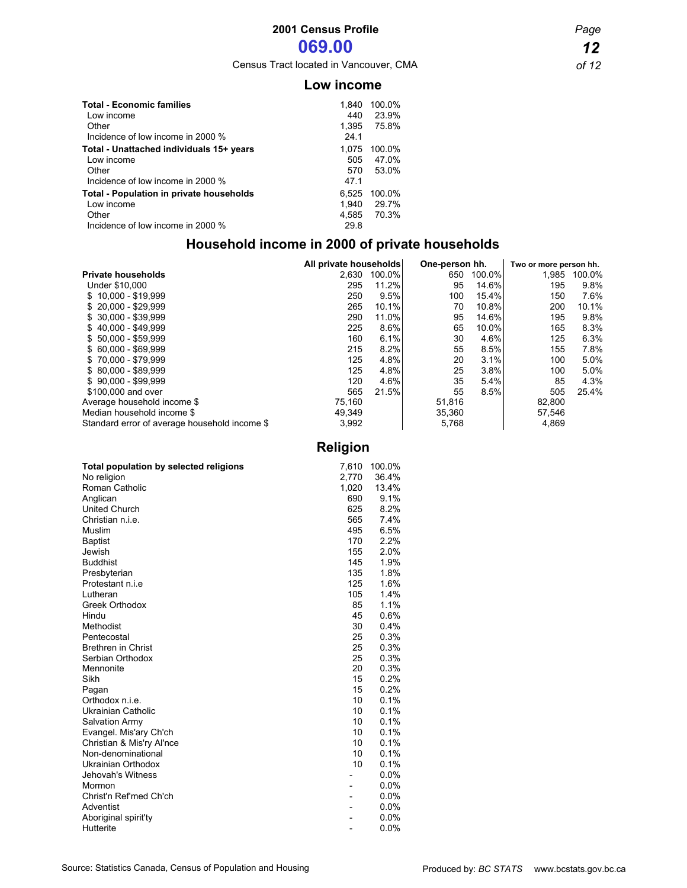# 2001 Census Profile

## 069.00

Census Tract located in Vancouver, CMA

## Low income

| | | |
|---|---|---|
| **Total - Economic families** | 1,840 | 100.0% |
| Low income | 440 | 23.9% |
| Other | 1,395 | 75.8% |
| Incidence of low income in 2000 % | 24.1 | |
| **Total - Unattached individuals 15+ years** | 1,075 | 100.0% |
| Low income | 505 | 47.0% |
| Other | 570 | 53.0% |
| Incidence of low income in 2000 % | 47.1 | |
| **Total - Population in private households** | 6,525 | 100.0% |
| Low income | 1,940 | 29.7% |
| Other | 4,585 | 70.3% |
| Incidence of low income in 2000 % | 29.8 | |

## Household income in 2000 of private households

| | All private households | | One-person hh. | | Two or more person hh. | |
|---|---|---|---|---|---|---|
| **Private households** | 2,630 | 100.0% | 650 | 100.0% | 1,985 | 100.0% |
| Under $10,000 | 295 | 11.2% | 95 | 14.6% | 195 | 9.8% |
| $ 10,000 - $19,999 | 250 | 9.5% | 100 | 15.4% | 150 | 7.6% |
| $ 20,000 - $29,999 | 265 | 10.1% | 70 | 10.8% | 200 | 10.1% |
| $ 30,000 - $39,999 | 290 | 11.0% | 95 | 14.6% | 195 | 9.8% |
| $ 40,000 - $49,999 | 225 | 8.6% | 65 | 10.0% | 165 | 8.3% |
| $ 50,000 - $59,999 | 160 | 6.1% | 30 | 4.6% | 125 | 6.3% |
| $ 60,000 - $69,999 | 215 | 8.2% | 55 | 8.5% | 155 | 7.8% |
| $ 70,000 - $79,999 | 125 | 4.8% | 20 | 3.1% | 100 | 5.0% |
| $ 80,000 - $89,999 | 125 | 4.8% | 25 | 3.8% | 100 | 5.0% |
| $ 90,000 - $99,999 | 120 | 4.6% | 35 | 5.4% | 85 | 4.3% |
| $100,000 and over | 565 | 21.5% | 55 | 8.5% | 505 | 25.4% |
| Average household income $ | 75,160 | | 51,816 | | 82,800 | |
| Median household income $ | 49,349 | | 35,360 | | 57,546 | |
| Standard error of average household income $ | 3,992 | | 5,768 | | 4,869 | |

## Religion

| | | |
|---|---|---|
| **Total population by selected religions** | 7,610 | 100.0% |
| No religion | 2,770 | 36.4% |
| Roman Catholic | 1,020 | 13.4% |
| Anglican | 690 | 9.1% |
| United Church | 625 | 8.2% |
| Christian n.i.e. | 565 | 7.4% |
| Muslim | 495 | 6.5% |
| Baptist | 170 | 2.2% |
| Jewish | 155 | 2.0% |
| Buddhist | 145 | 1.9% |
| Presbyterian | 135 | 1.8% |
| Protestant n.i.e | 125 | 1.6% |
| Lutheran | 105 | 1.4% |
| Greek Orthodox | 85 | 1.1% |
| Hindu | 45 | 0.6% |
| Methodist | 30 | 0.4% |
| Pentecostal | 25 | 0.3% |
| Brethren in Christ | 25 | 0.3% |
| Serbian Orthodox | 25 | 0.3% |
| Mennonite | 20 | 0.3% |
| Sikh | 15 | 0.2% |
| Pagan | 15 | 0.2% |
| Orthodox n.i.e. | 10 | 0.1% |
| Ukrainian Catholic | 10 | 0.1% |
| Salvation Army | 10 | 0.1% |
| Evangel. Mis'ary Ch'ch | 10 | 0.1% |
| Christian & Mis'ry Al'nce | 10 | 0.1% |
| Non-denominational | 10 | 0.1% |
| Ukrainian Orthodox | 10 | 0.1% |
| Jehovah's Witness | - | 0.0% |
| Mormon | - | 0.0% |
| Christ'n Ref'med Ch'ch | - | 0.0% |
| Adventist | - | 0.0% |
| Aboriginal spirit'ty | - | 0.0% |
| Hutterite | - | 0.0% |

Source: Statistics Canada, Census of Population and Housing

Produced by: *BC STATS* www.bcstats.gov.bc.ca